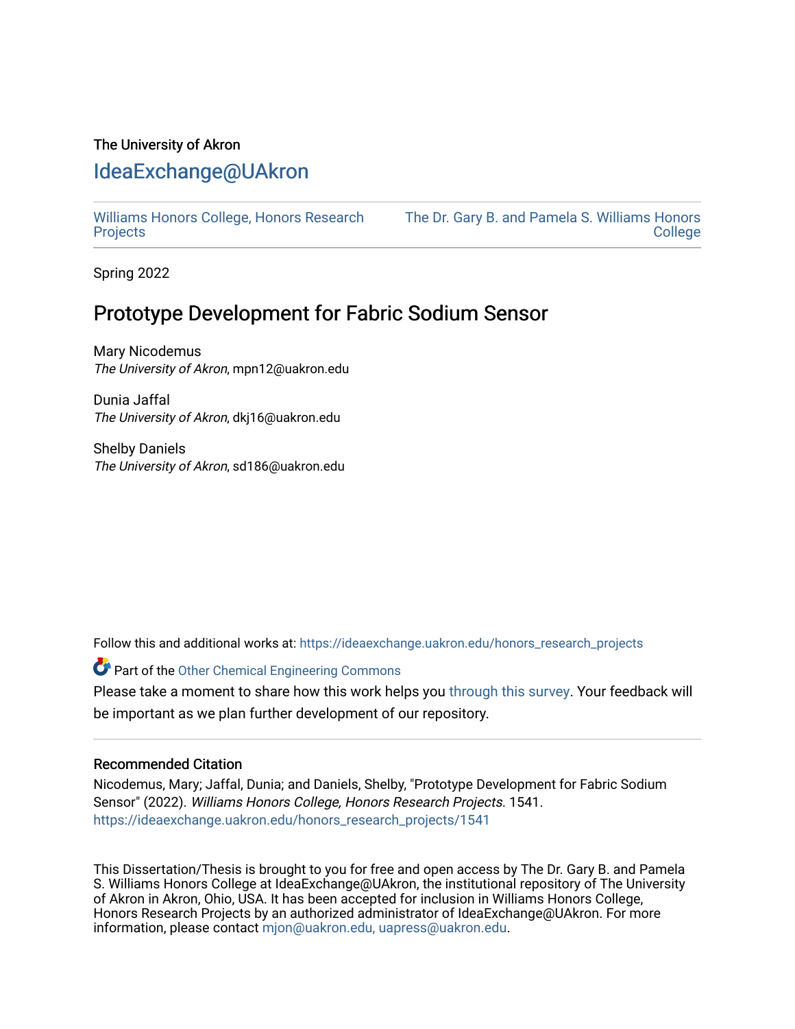The University of Akron

# IdeaExchange@UAkron

Williams Honors College, Honors Research Projects | The Dr. Gary B. and Pamela S. Williams Honors College

Spring 2022

## Prototype Development for Fabric Sodium Sensor

Mary Nicodemus
*The University of Akron*, mpn12@uakron.edu

Dunia Jaffal
*The University of Akron*, dkj16@uakron.edu

Shelby Daniels
*The University of Akron*, sd186@uakron.edu

Follow this and additional works at: https://ideaexchange.uakron.edu/honors_research_projects

Part of the Other Chemical Engineering Commons

Please take a moment to share how this work helps you through this survey. Your feedback will be important as we plan further development of our repository.

### Recommended Citation

Nicodemus, Mary; Jaffal, Dunia; and Daniels, Shelby, "Prototype Development for Fabric Sodium Sensor" (2022). *Williams Honors College, Honors Research Projects*. 1541.
https://ideaexchange.uakron.edu/honors_research_projects/1541

This Dissertation/Thesis is brought to you for free and open access by The Dr. Gary B. and Pamela S. Williams Honors College at IdeaExchange@UAkron, the institutional repository of The University of Akron in Akron, Ohio, USA. It has been accepted for inclusion in Williams Honors College, Honors Research Projects by an authorized administrator of IdeaExchange@UAkron. For more information, please contact mjon@uakron.edu, uapress@uakron.edu.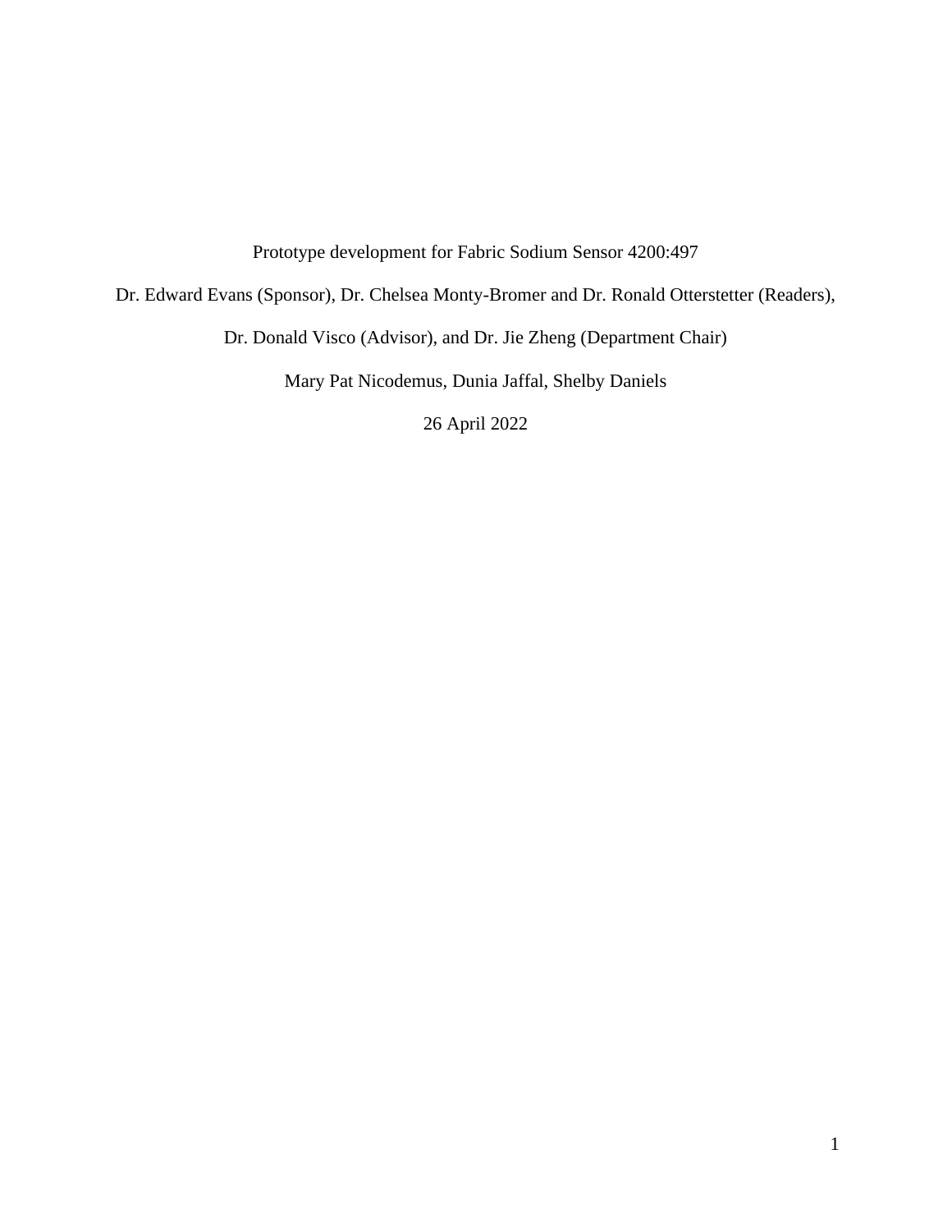Prototype development for Fabric Sodium Sensor 4200:497

Dr. Edward Evans (Sponsor), Dr. Chelsea Monty-Bromer and Dr. Ronald Otterstetter (Readers),

Dr. Donald Visco (Advisor), and Dr. Jie Zheng (Department Chair)

Mary Pat Nicodemus, Dunia Jaffal, Shelby Daniels

26 April 2022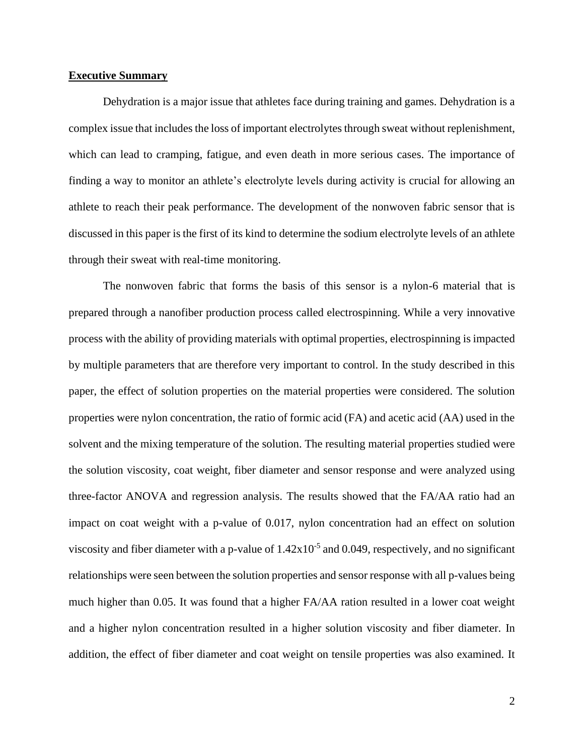## Executive Summary

Dehydration is a major issue that athletes face during training and games. Dehydration is a complex issue that includes the loss of important electrolytes through sweat without replenishment, which can lead to cramping, fatigue, and even death in more serious cases. The importance of finding a way to monitor an athlete's electrolyte levels during activity is crucial for allowing an athlete to reach their peak performance. The development of the nonwoven fabric sensor that is discussed in this paper is the first of its kind to determine the sodium electrolyte levels of an athlete through their sweat with real-time monitoring.

The nonwoven fabric that forms the basis of this sensor is a nylon-6 material that is prepared through a nanofiber production process called electrospinning. While a very innovative process with the ability of providing materials with optimal properties, electrospinning is impacted by multiple parameters that are therefore very important to control. In the study described in this paper, the effect of solution properties on the material properties were considered. The solution properties were nylon concentration, the ratio of formic acid (FA) and acetic acid (AA) used in the solvent and the mixing temperature of the solution. The resulting material properties studied were the solution viscosity, coat weight, fiber diameter and sensor response and were analyzed using three-factor ANOVA and regression analysis. The results showed that the FA/AA ratio had an impact on coat weight with a p-value of 0.017, nylon concentration had an effect on solution viscosity and fiber diameter with a p-value of $1.42 \times 10^{-5}$ and 0.049, respectively, and no significant relationships were seen between the solution properties and sensor response with all p-values being much higher than 0.05. It was found that a higher FA/AA ration resulted in a lower coat weight and a higher nylon concentration resulted in a higher solution viscosity and fiber diameter. In addition, the effect of fiber diameter and coat weight on tensile properties was also examined. It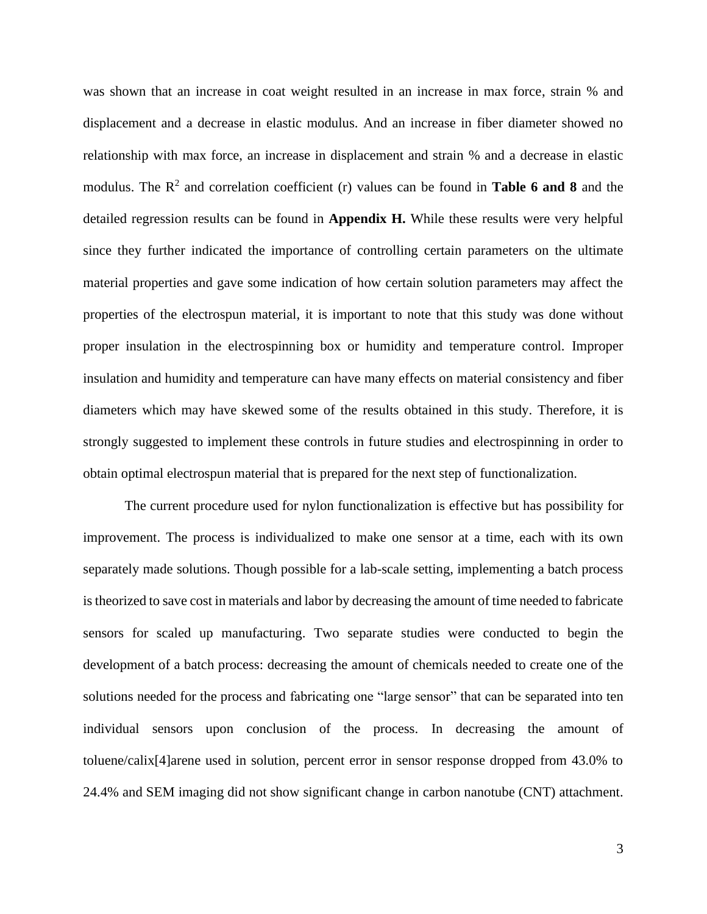was shown that an increase in coat weight resulted in an increase in max force, strain % and displacement and a decrease in elastic modulus. And an increase in fiber diameter showed no relationship with max force, an increase in displacement and strain % and a decrease in elastic modulus. The $R^2$ and correlation coefficient (r) values can be found in **Table 6 and 8** and the detailed regression results can be found in **Appendix H.** While these results were very helpful since they further indicated the importance of controlling certain parameters on the ultimate material properties and gave some indication of how certain solution parameters may affect the properties of the electrospun material, it is important to note that this study was done without proper insulation in the electrospinning box or humidity and temperature control. Improper insulation and humidity and temperature can have many effects on material consistency and fiber diameters which may have skewed some of the results obtained in this study. Therefore, it is strongly suggested to implement these controls in future studies and electrospinning in order to obtain optimal electrospun material that is prepared for the next step of functionalization.

The current procedure used for nylon functionalization is effective but has possibility for improvement. The process is individualized to make one sensor at a time, each with its own separately made solutions. Though possible for a lab-scale setting, implementing a batch process is theorized to save cost in materials and labor by decreasing the amount of time needed to fabricate sensors for scaled up manufacturing. Two separate studies were conducted to begin the development of a batch process: decreasing the amount of chemicals needed to create one of the solutions needed for the process and fabricating one "large sensor" that can be separated into ten individual sensors upon conclusion of the process. In decreasing the amount of toluene/calix[4]arene used in solution, percent error in sensor response dropped from 43.0% to 24.4% and SEM imaging did not show significant change in carbon nanotube (CNT) attachment.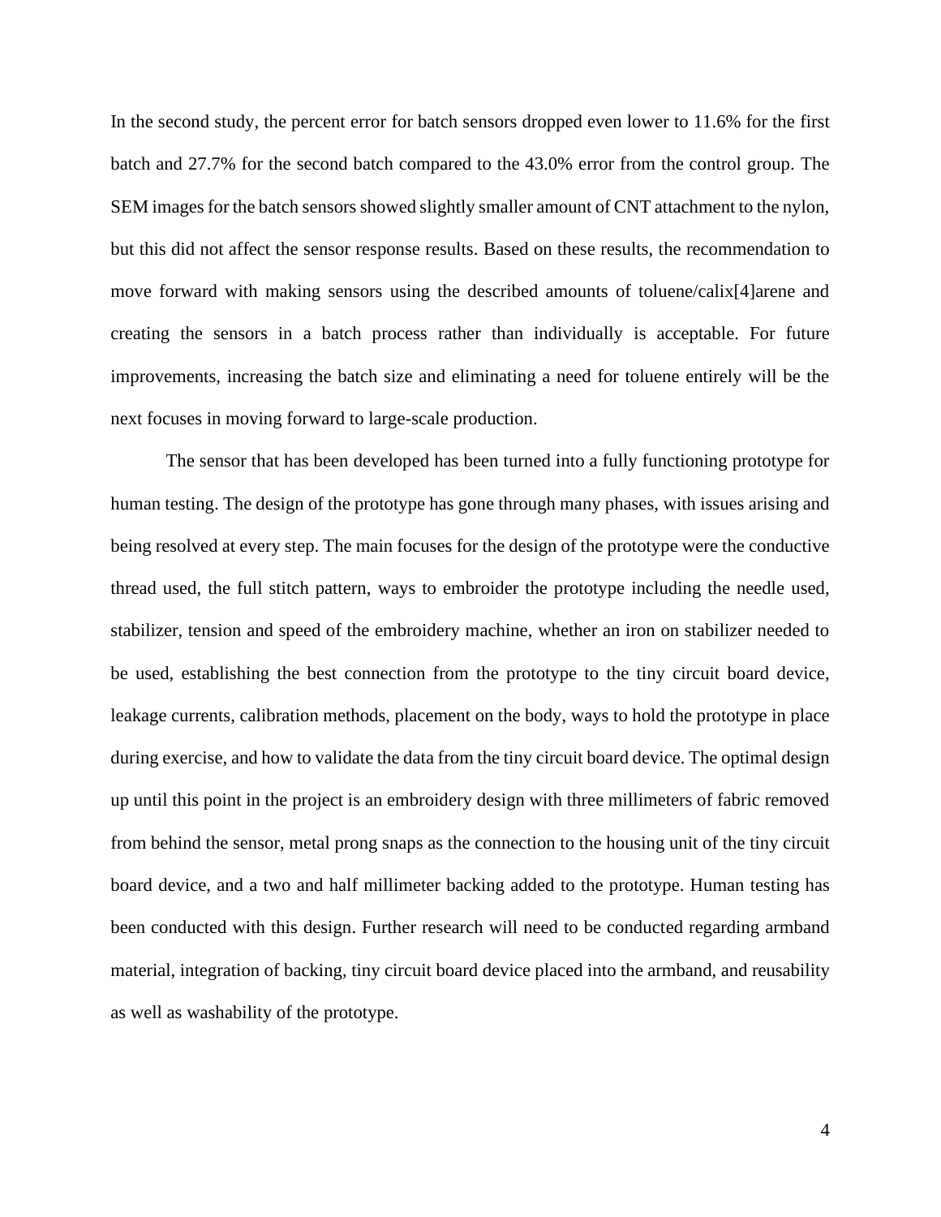In the second study, the percent error for batch sensors dropped even lower to 11.6% for the first batch and 27.7% for the second batch compared to the 43.0% error from the control group. The SEM images for the batch sensors showed slightly smaller amount of CNT attachment to the nylon, but this did not affect the sensor response results. Based on these results, the recommendation to move forward with making sensors using the described amounts of toluene/calix[4]arene and creating the sensors in a batch process rather than individually is acceptable. For future improvements, increasing the batch size and eliminating a need for toluene entirely will be the next focuses in moving forward to large-scale production.

The sensor that has been developed has been turned into a fully functioning prototype for human testing. The design of the prototype has gone through many phases, with issues arising and being resolved at every step. The main focuses for the design of the prototype were the conductive thread used, the full stitch pattern, ways to embroider the prototype including the needle used, stabilizer, tension and speed of the embroidery machine, whether an iron on stabilizer needed to be used, establishing the best connection from the prototype to the tiny circuit board device, leakage currents, calibration methods, placement on the body, ways to hold the prototype in place during exercise, and how to validate the data from the tiny circuit board device. The optimal design up until this point in the project is an embroidery design with three millimeters of fabric removed from behind the sensor, metal prong snaps as the connection to the housing unit of the tiny circuit board device, and a two and half millimeter backing added to the prototype. Human testing has been conducted with this design. Further research will need to be conducted regarding armband material, integration of backing, tiny circuit board device placed into the armband, and reusability as well as washability of the prototype.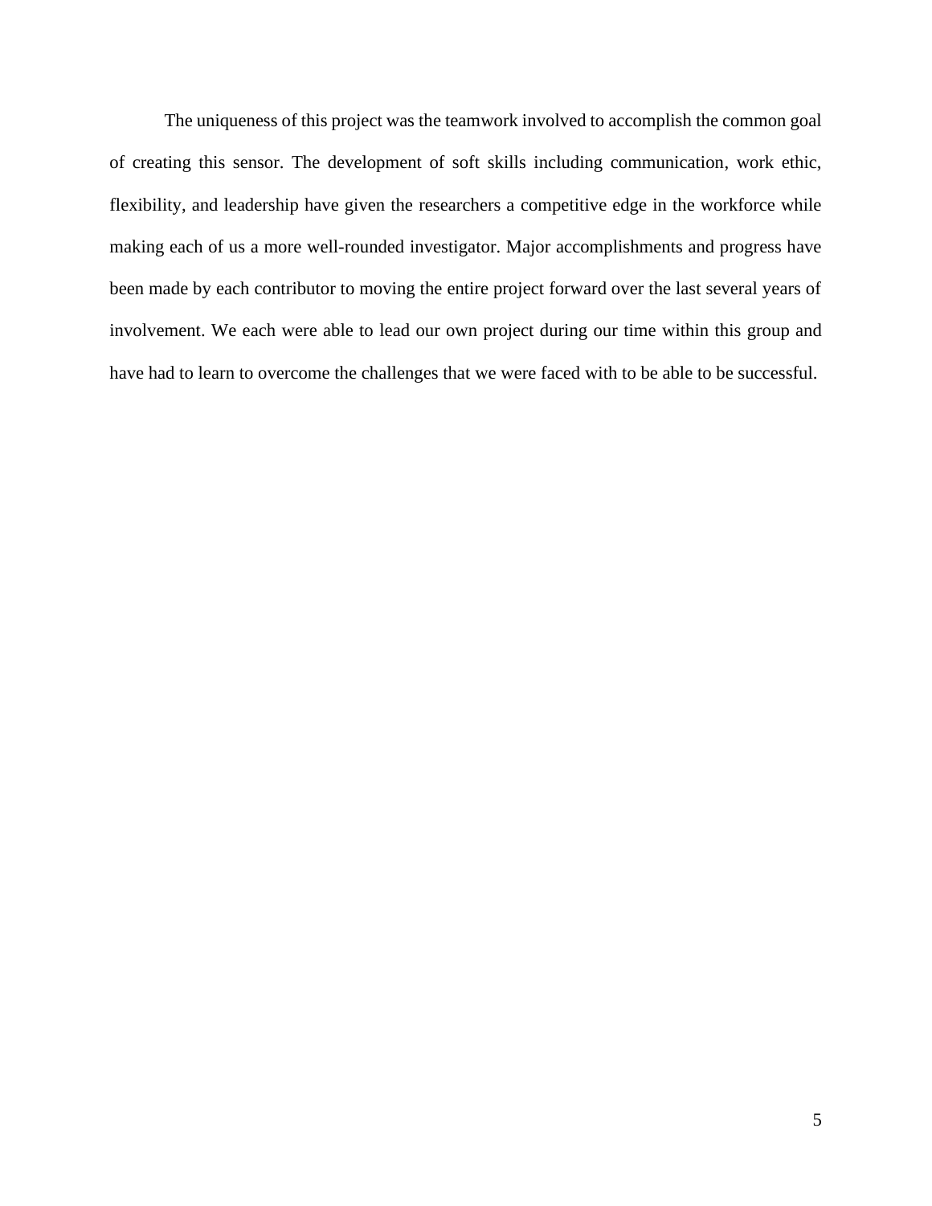The uniqueness of this project was the teamwork involved to accomplish the common goal of creating this sensor. The development of soft skills including communication, work ethic, flexibility, and leadership have given the researchers a competitive edge in the workforce while making each of us a more well-rounded investigator. Major accomplishments and progress have been made by each contributor to moving the entire project forward over the last several years of involvement. We each were able to lead our own project during our time within this group and have had to learn to overcome the challenges that we were faced with to be able to be successful.